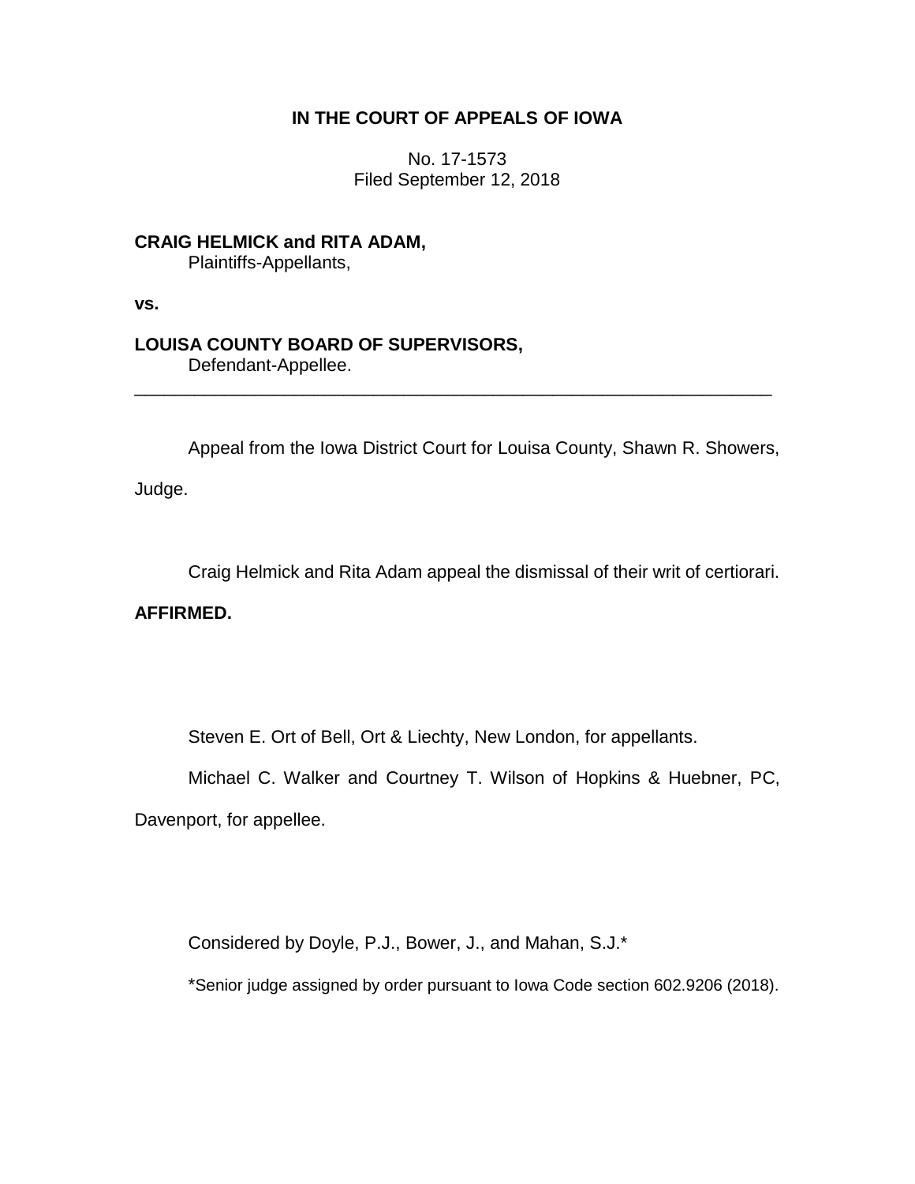# IN THE COURT OF APPEALS OF IOWA

No. 17-1573
Filed September 12, 2018

**CRAIG HELMICK and RITA ADAM,**
Plaintiffs-Appellants,

**vs.**

**LOUISA COUNTY BOARD OF SUPERVISORS,**
Defendant-Appellee.

---

Appeal from the Iowa District Court for Louisa County, Shawn R. Showers, Judge.

Craig Helmick and Rita Adam appeal the dismissal of their writ of certiorari.

**AFFIRMED.**

Steven E. Ort of Bell, Ort & Liechty, New London, for appellants.

Michael C. Walker and Courtney T. Wilson of Hopkins & Huebner, PC, Davenport, for appellee.

Considered by Doyle, P.J., Bower, J., and Mahan, S.J.*

*Senior judge assigned by order pursuant to Iowa Code section 602.9206 (2018).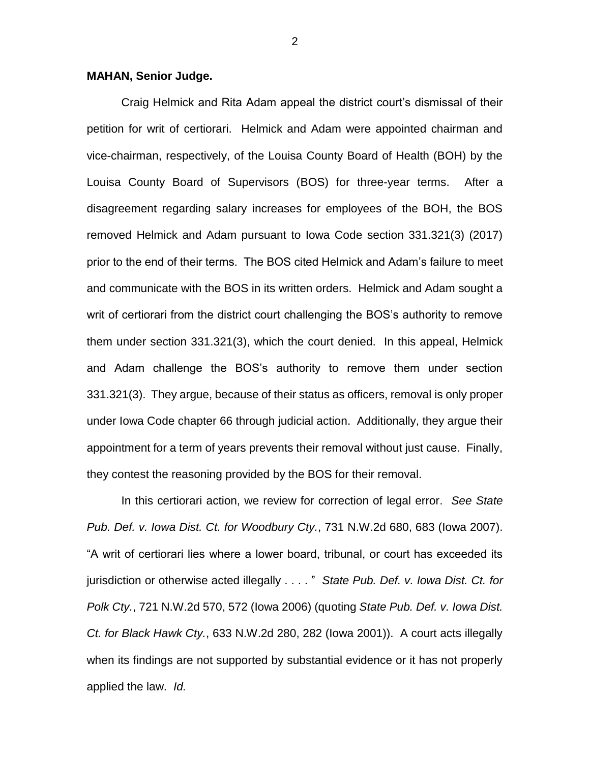**MAHAN, Senior Judge.**

Craig Helmick and Rita Adam appeal the district court's dismissal of their petition for writ of certiorari. Helmick and Adam were appointed chairman and vice-chairman, respectively, of the Louisa County Board of Health (BOH) by the Louisa County Board of Supervisors (BOS) for three-year terms. After a disagreement regarding salary increases for employees of the BOH, the BOS removed Helmick and Adam pursuant to Iowa Code section 331.321(3) (2017) prior to the end of their terms. The BOS cited Helmick and Adam's failure to meet and communicate with the BOS in its written orders. Helmick and Adam sought a writ of certiorari from the district court challenging the BOS's authority to remove them under section 331.321(3), which the court denied. In this appeal, Helmick and Adam challenge the BOS's authority to remove them under section 331.321(3). They argue, because of their status as officers, removal is only proper under Iowa Code chapter 66 through judicial action. Additionally, they argue their appointment for a term of years prevents their removal without just cause. Finally, they contest the reasoning provided by the BOS for their removal.

In this certiorari action, we review for correction of legal error. *See State Pub. Def. v. Iowa Dist. Ct. for Woodbury Cty.*, 731 N.W.2d 680, 683 (Iowa 2007). "A writ of certiorari lies where a lower board, tribunal, or court has exceeded its jurisdiction or otherwise acted illegally . . . . " *State Pub. Def. v. Iowa Dist. Ct. for Polk Cty.*, 721 N.W.2d 570, 572 (Iowa 2006) (quoting *State Pub. Def. v. Iowa Dist. Ct. for Black Hawk Cty.*, 633 N.W.2d 280, 282 (Iowa 2001)). A court acts illegally when its findings are not supported by substantial evidence or it has not properly applied the law. *Id.*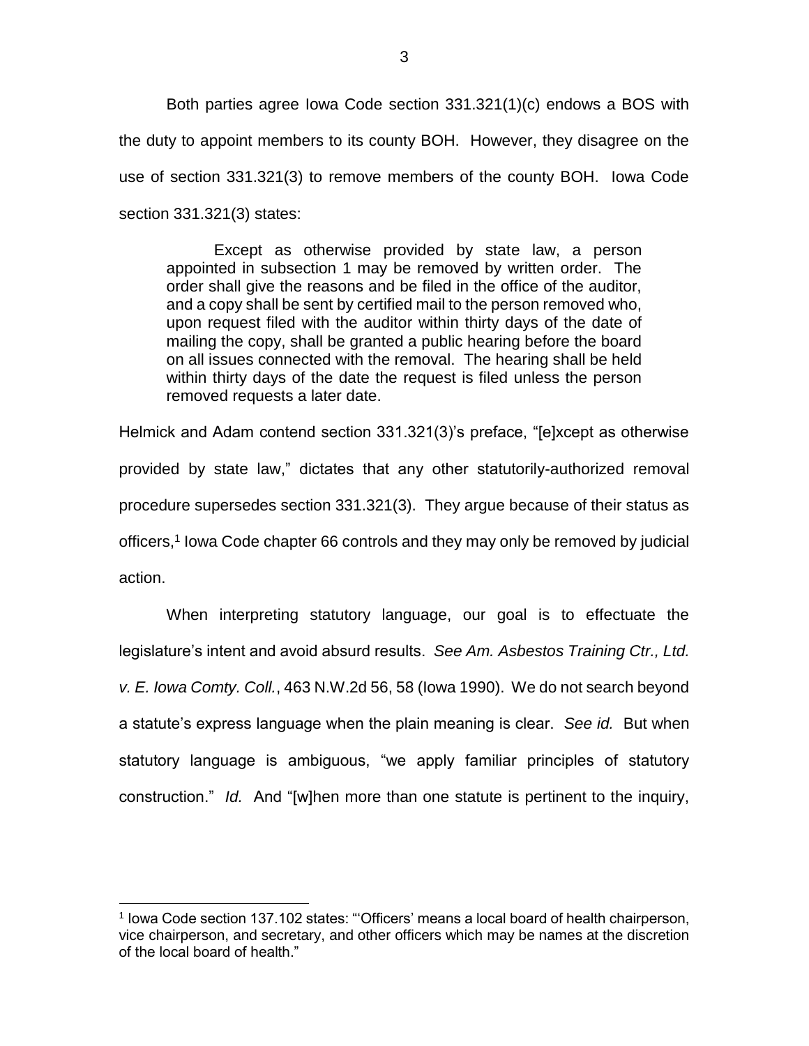Both parties agree Iowa Code section 331.321(1)(c) endows a BOS with the duty to appoint members to its county BOH. However, they disagree on the use of section 331.321(3) to remove members of the county BOH. Iowa Code section 331.321(3) states:

> Except as otherwise provided by state law, a person appointed in subsection 1 may be removed by written order. The order shall give the reasons and be filed in the office of the auditor, and a copy shall be sent by certified mail to the person removed who, upon request filed with the auditor within thirty days of the date of mailing the copy, shall be granted a public hearing before the board on all issues connected with the removal. The hearing shall be held within thirty days of the date the request is filed unless the person removed requests a later date.

Helmick and Adam contend section 331.321(3)'s preface, "[e]xcept as otherwise provided by state law," dictates that any other statutorily-authorized removal procedure supersedes section 331.321(3). They argue because of their status as officers,[1] Iowa Code chapter 66 controls and they may only be removed by judicial action.

When interpreting statutory language, our goal is to effectuate the legislature's intent and avoid absurd results. *See Am. Asbestos Training Ctr., Ltd. v. E. Iowa Comty. Coll.*, 463 N.W.2d 56, 58 (Iowa 1990). We do not search beyond a statute's express language when the plain meaning is clear. *See id.* But when statutory language is ambiguous, "we apply familiar principles of statutory construction." *Id.* And "[w]hen more than one statute is pertinent to the inquiry,

---

[1] Iowa Code section 137.102 states: "'Officers' means a local board of health chairperson, vice chairperson, and secretary, and other officers which may be names at the discretion of the local board of health."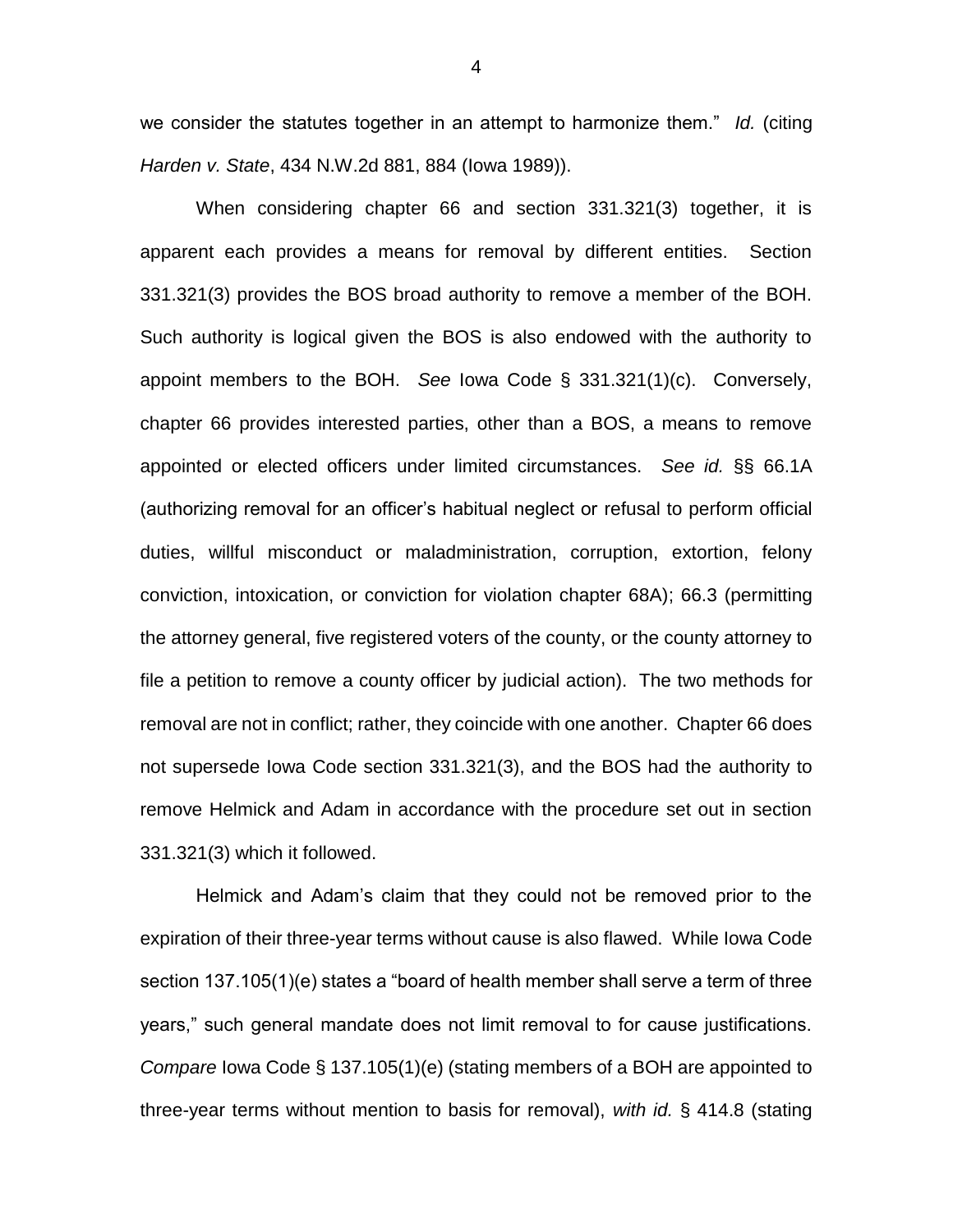we consider the statutes together in an attempt to harmonize them." *Id.* (citing *Harden v. State*, 434 N.W.2d 881, 884 (Iowa 1989)).

When considering chapter 66 and section 331.321(3) together, it is apparent each provides a means for removal by different entities. Section 331.321(3) provides the BOS broad authority to remove a member of the BOH. Such authority is logical given the BOS is also endowed with the authority to appoint members to the BOH. *See* Iowa Code § 331.321(1)(c). Conversely, chapter 66 provides interested parties, other than a BOS, a means to remove appointed or elected officers under limited circumstances. *See id.* §§ 66.1A (authorizing removal for an officer's habitual neglect or refusal to perform official duties, willful misconduct or maladministration, corruption, extortion, felony conviction, intoxication, or conviction for violation chapter 68A); 66.3 (permitting the attorney general, five registered voters of the county, or the county attorney to file a petition to remove a county officer by judicial action). The two methods for removal are not in conflict; rather, they coincide with one another. Chapter 66 does not supersede Iowa Code section 331.321(3), and the BOS had the authority to remove Helmick and Adam in accordance with the procedure set out in section 331.321(3) which it followed.

Helmick and Adam's claim that they could not be removed prior to the expiration of their three-year terms without cause is also flawed. While Iowa Code section 137.105(1)(e) states a "board of health member shall serve a term of three years," such general mandate does not limit removal to for cause justifications. *Compare* Iowa Code § 137.105(1)(e) (stating members of a BOH are appointed to three-year terms without mention to basis for removal), *with id.* § 414.8 (stating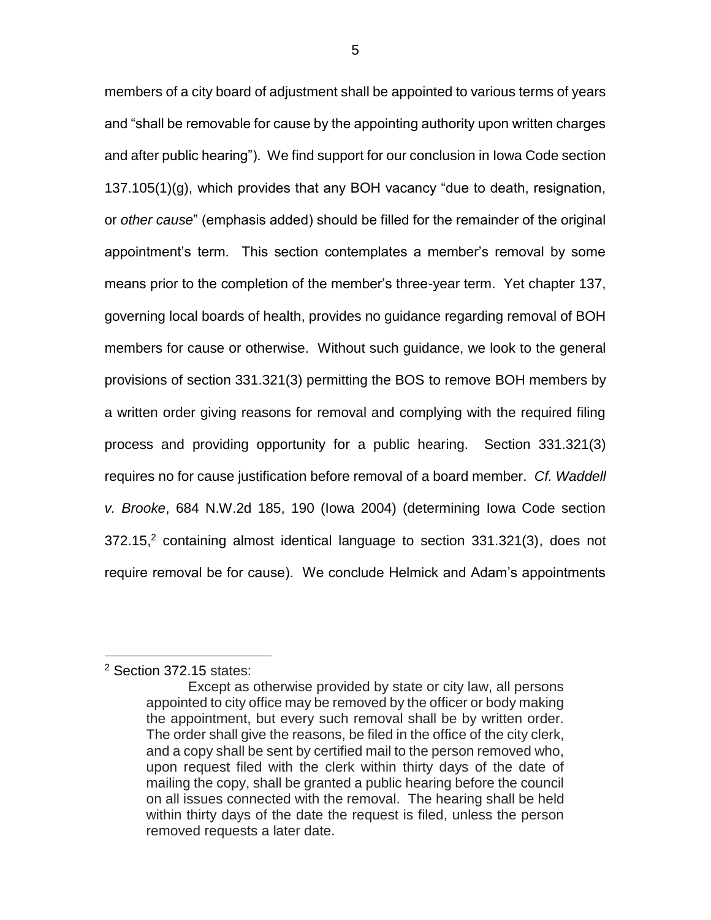members of a city board of adjustment shall be appointed to various terms of years and "shall be removable for cause by the appointing authority upon written charges and after public hearing"). We find support for our conclusion in Iowa Code section 137.105(1)(g), which provides that any BOH vacancy "due to death, resignation, or *other cause*" (emphasis added) should be filled for the remainder of the original appointment's term. This section contemplates a member's removal by some means prior to the completion of the member's three-year term. Yet chapter 137, governing local boards of health, provides no guidance regarding removal of BOH members for cause or otherwise. Without such guidance, we look to the general provisions of section 331.321(3) permitting the BOS to remove BOH members by a written order giving reasons for removal and complying with the required filing process and providing opportunity for a public hearing. Section 331.321(3) requires no for cause justification before removal of a board member. *Cf. Waddell v. Brooke*, 684 N.W.2d 185, 190 (Iowa 2004) (determining Iowa Code section 372.15,[2] containing almost identical language to section 331.321(3), does not require removal be for cause). We conclude Helmick and Adam's appointments

---

[2] Section 372.15 states:

> Except as otherwise provided by state or city law, all persons appointed to city office may be removed by the officer or body making the appointment, but every such removal shall be by written order. The order shall give the reasons, be filed in the office of the city clerk, and a copy shall be sent by certified mail to the person removed who, upon request filed with the clerk within thirty days of the date of mailing the copy, shall be granted a public hearing before the council on all issues connected with the removal. The hearing shall be held within thirty days of the date the request is filed, unless the person removed requests a later date.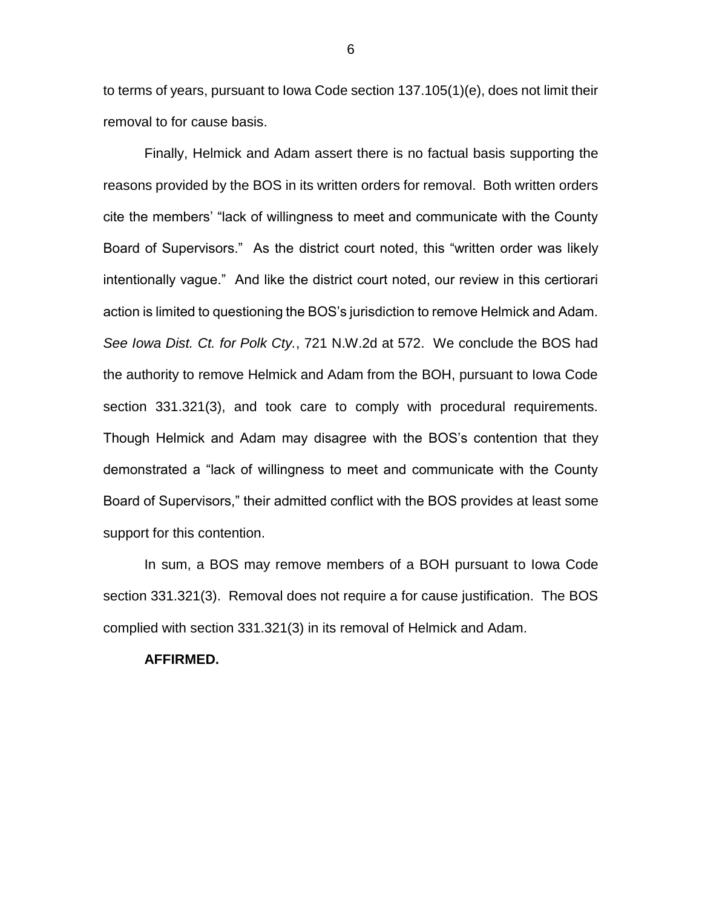to terms of years, pursuant to Iowa Code section 137.105(1)(e), does not limit their removal to for cause basis.

Finally, Helmick and Adam assert there is no factual basis supporting the reasons provided by the BOS in its written orders for removal. Both written orders cite the members' "lack of willingness to meet and communicate with the County Board of Supervisors." As the district court noted, this "written order was likely intentionally vague." And like the district court noted, our review in this certiorari action is limited to questioning the BOS's jurisdiction to remove Helmick and Adam. *See Iowa Dist. Ct. for Polk Cty.*, 721 N.W.2d at 572. We conclude the BOS had the authority to remove Helmick and Adam from the BOH, pursuant to Iowa Code section 331.321(3), and took care to comply with procedural requirements. Though Helmick and Adam may disagree with the BOS's contention that they demonstrated a "lack of willingness to meet and communicate with the County Board of Supervisors," their admitted conflict with the BOS provides at least some support for this contention.

In sum, a BOS may remove members of a BOH pursuant to Iowa Code section 331.321(3). Removal does not require a for cause justification. The BOS complied with section 331.321(3) in its removal of Helmick and Adam.

**AFFIRMED.**